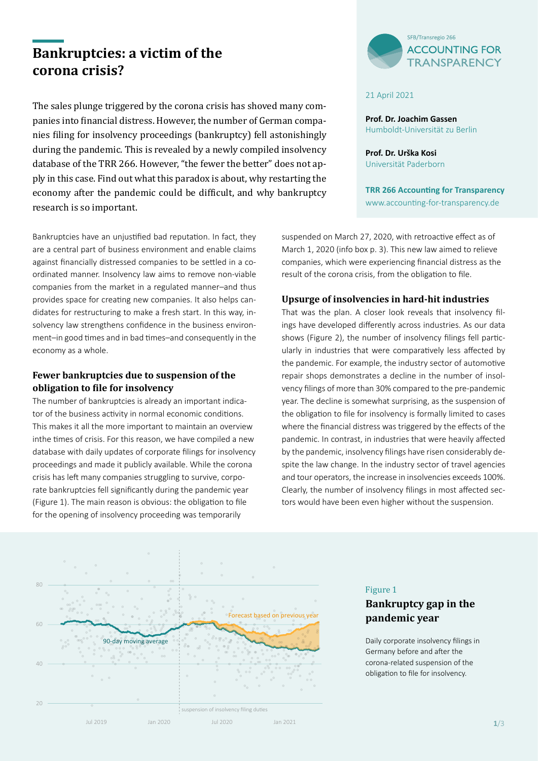# Bankruptcies: a victim of the corona crisis?

SFB/Transregio 266
ACCOUNTING FOR TRANSPARENCY

21 April 2021

**Prof. Dr. Joachim Gassen**
Humboldt-Universität zu Berlin

**Prof. Dr. Urška Kosi**
Universität Paderborn

**TRR 266 Accounting for Transparency**
www.accounting-for-transparency.de

The sales plunge triggered by the corona crisis has shoved many companies into financial distress. However, the number of German companies filing for insolvency proceedings (bankruptcy) fell astonishingly during the pandemic. This is revealed by a newly compiled insolvency database of the TRR 266. However, "the fewer the better" does not apply in this case. Find out what this paradox is about, why restarting the economy after the pandemic could be difficult, and why bankruptcy research is so important.

Bankruptcies have an unjustified bad reputation. In fact, they are a central part of business environment and enable claims against financially distressed companies to be settled in a coordinated manner. Insolvency law aims to remove non-viable companies from the market in a regulated manner–and thus provides space for creating new companies. It also helps candidates for restructuring to make a fresh start. In this way, insolvency law strengthens confidence in the business environment–in good times and in bad times–and consequently in the economy as a whole.

### Fewer bankruptcies due to suspension of the obligation to file for insolvency

The number of bankruptcies is already an important indicator of the business activity in normal economic conditions. This makes it all the more important to maintain an overview inthe times of crisis. For this reason, we have compiled a new database with daily updates of corporate filings for insolvency proceedings and made it publicly available. While the corona crisis has left many companies struggling to survive, corporate bankruptcies fell significantly during the pandemic year (Figure 1). The main reason is obvious: the obligation to file for the opening of insolvency proceeding was temporarily suspended on March 27, 2020, with retroactive effect as of March 1, 2020 (info box p. 3). This new law aimed to relieve companies, which were experiencing financial distress as the result of the corona crisis, from the obligation to file.

### Upsurge of insolvencies in hard-hit industries

That was the plan. A closer look reveals that insolvency filings have developed differently across industries. As our data shows (Figure 2), the number of insolvency filings fell particularly in industries that were comparatively less affected by the pandemic. For example, the industry sector of automotive repair shops demonstrates a decline in the number of insolvency filings of more than 30% compared to the pre-pandemic year. The decline is somewhat surprising, as the suspension of the obligation to file for insolvency is formally limited to cases where the financial distress was triggered by the effects of the pandemic. In contrast, in industries that were heavily affected by the pandemic, insolvency filings have risen considerably despite the law change. In the industry sector of travel agencies and tour operators, the increase in insolvencies exceeds 100%. Clearly, the number of insolvency filings in most affected sectors would have been even higher without the suspension.

Figure 1
**Bankruptcy gap in the pandemic year**

Daily corporate insolvency filings in Germany before and after the corona-related suspension of the obligation to file for insolvency.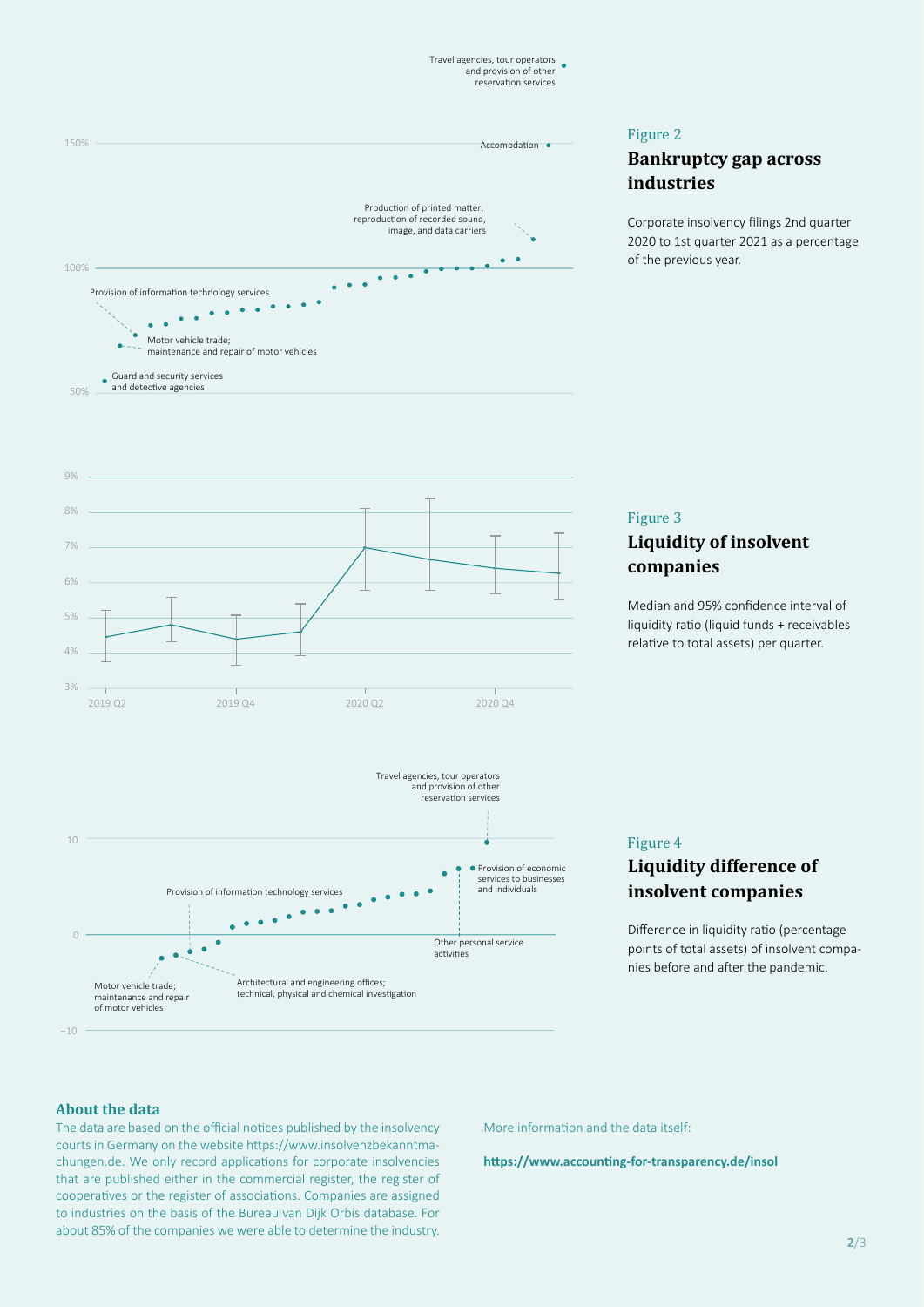Travel agencies, tour operators and provision of other reservation services

150%

Accomodation

Production of printed matter, reproduction of recorded sound, image, and data carriers

100%

Provision of information technology services

Motor vehicle trade; maintenance and repair of motor vehicles

Guard and security services and detective agencies

50%

## Figure 2

### Bankruptcy gap across industries

Corporate insolvency filings 2nd quarter 2020 to 1st quarter 2021 as a percentage of the previous year.

9%
8%
7%
6%
5%
4%
3%

2019 Q2 | 2019 Q4 | 2020 Q2 | 2020 Q4

## Figure 3

### Liquidity of insolvent companies

Median and 95% confidence interval of liquidity ratio (liquid funds + receivables relative to total assets) per quarter.

Travel agencies, tour operators and provision of other reservation services

10

Provision of economic services to businesses and individuals

Provision of information technology services

0

Other personal service activities

Architectural and engineering offices; technical, physical and chemical investigation

Motor vehicle trade; maintenance and repair of motor vehicles

−10

## Figure 4

### Liquidity difference of insolvent companies

Difference in liquidity ratio (percentage points of total assets) of insolvent companies before and after the pandemic.

### About the data

The data are based on the official notices published by the insolvency courts in Germany on the website https://www.insolvenzbekanntmachungen.de. We only record applications for corporate insolvencies that are published either in the commercial register, the register of cooperatives or the register of associations. Companies are assigned to industries on the basis of the Bureau van Dijk Orbis database. For about 85% of the companies we were able to determine the industry.

More information and the data itself:

**https://www.accounting-for-transparency.de/insol**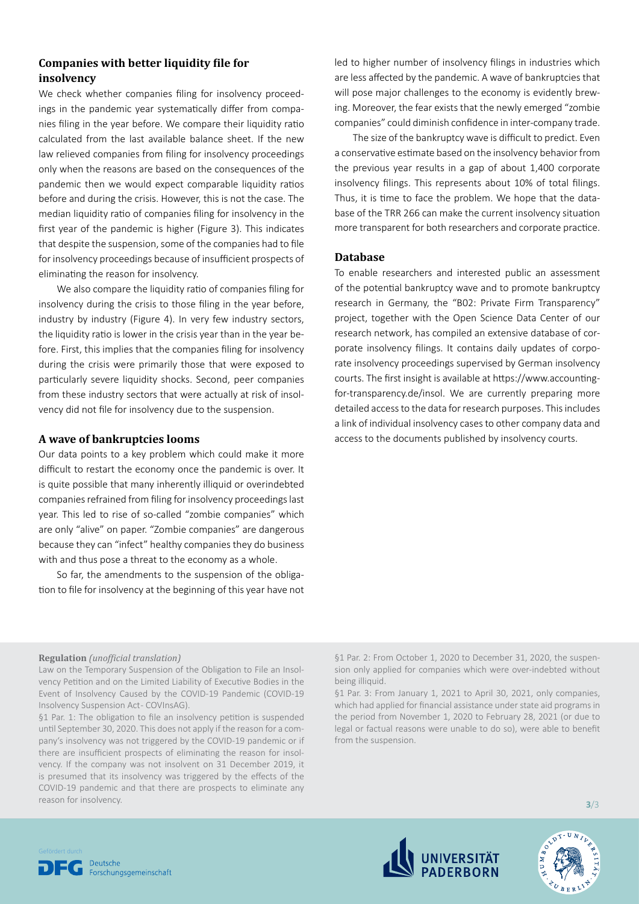## Companies with better liquidity file for insolvency

We check whether companies filing for insolvency proceedings in the pandemic year systematically differ from companies filing in the year before. We compare their liquidity ratio calculated from the last available balance sheet. If the new law relieved companies from filing for insolvency proceedings only when the reasons are based on the consequences of the pandemic then we would expect comparable liquidity ratios before and during the crisis. However, this is not the case. The median liquidity ratio of companies filing for insolvency in the first year of the pandemic is higher (Figure 3). This indicates that despite the suspension, some of the companies had to file for insolvency proceedings because of insufficient prospects of eliminating the reason for insolvency.

We also compare the liquidity ratio of companies filing for insolvency during the crisis to those filing in the year before, industry by industry (Figure 4). In very few industry sectors, the liquidity ratio is lower in the crisis year than in the year before. First, this implies that the companies filing for insolvency during the crisis were primarily those that were exposed to particularly severe liquidity shocks. Second, peer companies from these industry sectors that were actually at risk of insolvency did not file for insolvency due to the suspension.

## A wave of bankruptcies looms

Our data points to a key problem which could make it more difficult to restart the economy once the pandemic is over. It is quite possible that many inherently illiquid or overindebted companies refrained from filing for insolvency proceedings last year. This led to rise of so-called "zombie companies" which are only "alive" on paper. "Zombie companies" are dangerous because they can "infect" healthy companies they do business with and thus pose a threat to the economy as a whole.

So far, the amendments to the suspension of the obligation to file for insolvency at the beginning of this year have not led to higher number of insolvency filings in industries which are less affected by the pandemic. A wave of bankruptcies that will pose major challenges to the economy is evidently brewing. Moreover, the fear exists that the newly emerged "zombie companies" could diminish confidence in inter-company trade.

The size of the bankruptcy wave is difficult to predict. Even a conservative estimate based on the insolvency behavior from the previous year results in a gap of about 1,400 corporate insolvency filings. This represents about 10% of total filings. Thus, it is time to face the problem. We hope that the database of the TRR 266 can make the current insolvency situation more transparent for both researchers and corporate practice.

## Database

To enable researchers and interested public an assessment of the potential bankruptcy wave and to promote bankruptcy research in Germany, the "B02: Private Firm Transparency" project, together with the Open Science Data Center of our research network, has compiled an extensive database of corporate insolvency filings. It contains daily updates of corporate insolvency proceedings supervised by German insolvency courts. The first insight is available at https://www.accounting-for-transparency.de/insol. We are currently preparing more detailed access to the data for research purposes. This includes a link of individual insolvency cases to other company data and access to the documents published by insolvency courts.

**Regulation** *(unofficial translation)*

Law on the Temporary Suspension of the Obligation to File an Insolvency Petition and on the Limited Liability of Executive Bodies in the Event of Insolvency Caused by the COVID-19 Pandemic (COVID-19 Insolvency Suspension Act- COVInsAG).

§1 Par. 1: The obligation to file an insolvency petition is suspended until September 30, 2020. This does not apply if the reason for a company's insolvency was not triggered by the COVID-19 pandemic or if there are insufficient prospects of eliminating the reason for insolvency. If the company was not insolvent on 31 December 2019, it is presumed that its insolvency was triggered by the effects of the COVID-19 pandemic and that there are prospects to eliminate any reason for insolvency.

§1 Par. 2: From October 1, 2020 to December 31, 2020, the suspension only applied for companies which were over-indebted without being illiquid.

§1 Par. 3: From January 1, 2021 to April 30, 2021, only companies, which had applied for financial assistance under state aid programs in the period from November 1, 2020 to February 28, 2021 (or due to legal or factual reasons were unable to do so), were able to benefit from the suspension.

Gefördert durch DFG Deutsche Forschungsgemeinschaft

UNIVERSITÄT PADERBORN